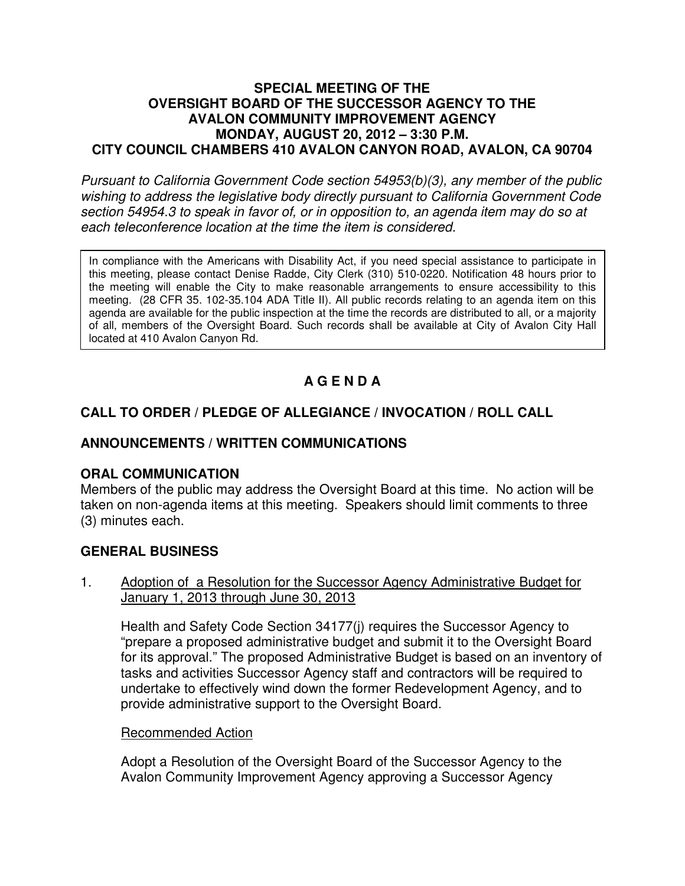# SPECIAL MEETING OF THE OVERSIGHT BOARD OF THE SUCCESSOR AGENCY TO THE AVALON COMMUNITY IMPROVEMENT AGENCY MONDAY, AUGUST 20, 2012 – 3:30 P.M. CITY COUNCIL CHAMBERS 410 AVALON CANYON ROAD, AVALON, CA 90704

*Pursuant to California Government Code section 54953(b)(3), any member of the public wishing to address the legislative body directly pursuant to California Government Code section 54954.3 to speak in favor of, or in opposition to, an agenda item may do so at each teleconference location at the time the item is considered.*

In compliance with the Americans with Disability Act, if you need special assistance to participate in this meeting, please contact Denise Radde, City Clerk (310) 510-0220. Notification 48 hours prior to the meeting will enable the City to make reasonable arrangements to ensure accessibility to this meeting. (28 CFR 35. 102-35.104 ADA Title II). All public records relating to an agenda item on this agenda are available for the public inspection at the time the records are distributed to all, or a majority of all, members of the Oversight Board. Such records shall be available at City of Avalon City Hall located at 410 Avalon Canyon Rd.

## A G E N D A

## CALL TO ORDER / PLEDGE OF ALLEGIANCE / INVOCATION / ROLL CALL

## ANNOUNCEMENTS / WRITTEN COMMUNICATIONS

## ORAL COMMUNICATION

Members of the public may address the Oversight Board at this time. No action will be taken on non-agenda items at this meeting. Speakers should limit comments to three (3) minutes each.

## GENERAL BUSINESS

1. Adoption of a Resolution for the Successor Agency Administrative Budget for January 1, 2013 through June 30, 2013

   Health and Safety Code Section 34177(j) requires the Successor Agency to "prepare a proposed administrative budget and submit it to the Oversight Board for its approval." The proposed Administrative Budget is based on an inventory of tasks and activities Successor Agency staff and contractors will be required to undertake to effectively wind down the former Redevelopment Agency, and to provide administrative support to the Oversight Board.

   Recommended Action

   Adopt a Resolution of the Oversight Board of the Successor Agency to the Avalon Community Improvement Agency approving a Successor Agency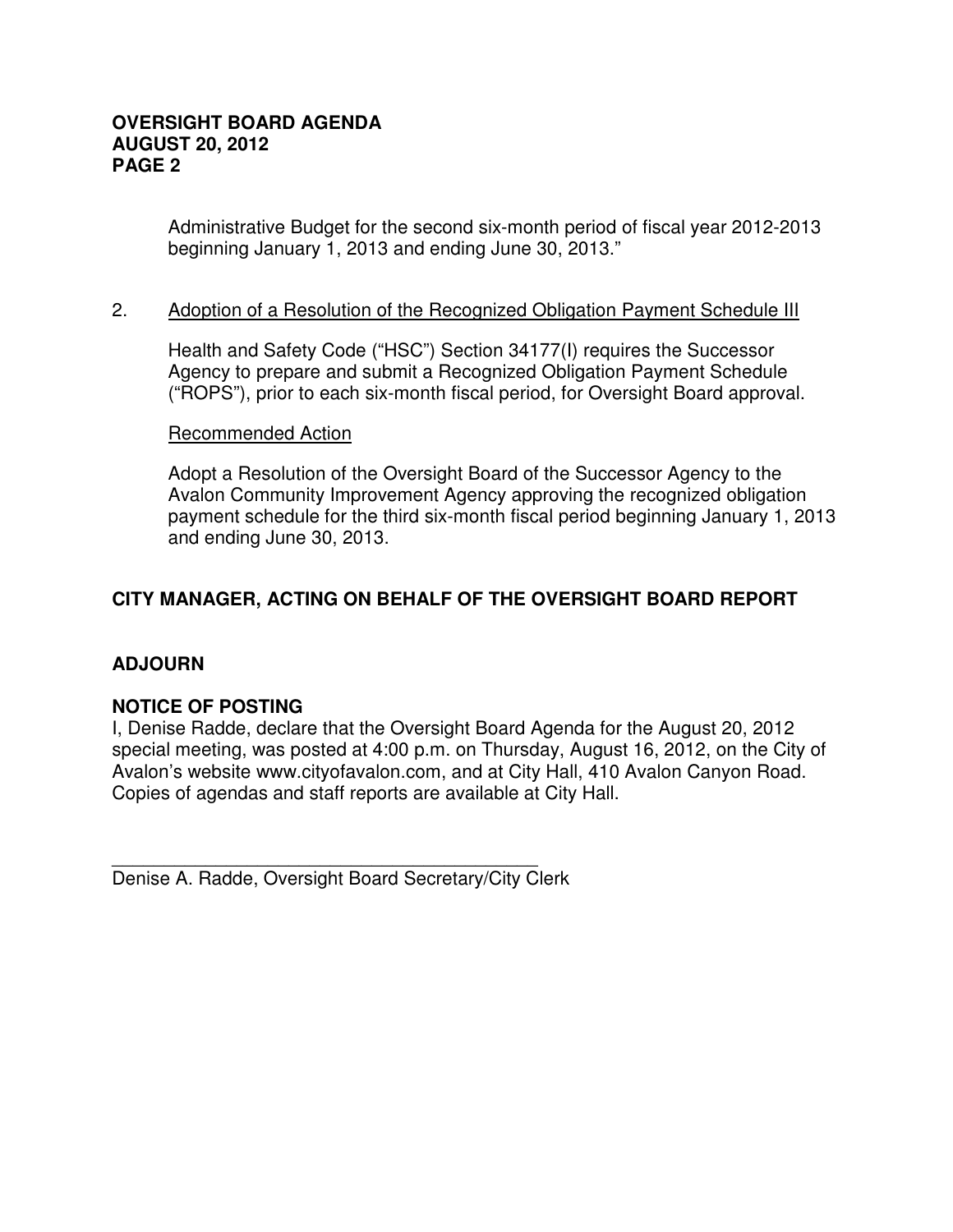Administrative Budget for the second six-month period of fiscal year 2012-2013 beginning January 1, 2013 and ending June 30, 2013."

2. Adoption of a Resolution of the Recognized Obligation Payment Schedule III

   Health and Safety Code ("HSC") Section 34177(l) requires the Successor Agency to prepare and submit a Recognized Obligation Payment Schedule ("ROPS"), prior to each six-month fiscal period, for Oversight Board approval.

   Recommended Action

   Adopt a Resolution of the Oversight Board of the Successor Agency to the Avalon Community Improvement Agency approving the recognized obligation payment schedule for the third six-month fiscal period beginning January 1, 2013 and ending June 30, 2013.

**CITY MANAGER, ACTING ON BEHALF OF THE OVERSIGHT BOARD REPORT**

**ADJOURN**

**NOTICE OF POSTING**

I, Denise Radde, declare that the Oversight Board Agenda for the August 20, 2012 special meeting, was posted at 4:00 p.m. on Thursday, August 16, 2012, on the City of Avalon's website www.cityofavalon.com, and at City Hall, 410 Avalon Canyon Road. Copies of agendas and staff reports are available at City Hall.

\_\_\_\_\_\_\_\_\_\_\_\_\_\_\_\_\_\_\_\_\_\_\_\_\_\_\_\_\_\_\_\_\_\_\_\_\_\_\_\_\_\_

Denise A. Radde, Oversight Board Secretary/City Clerk